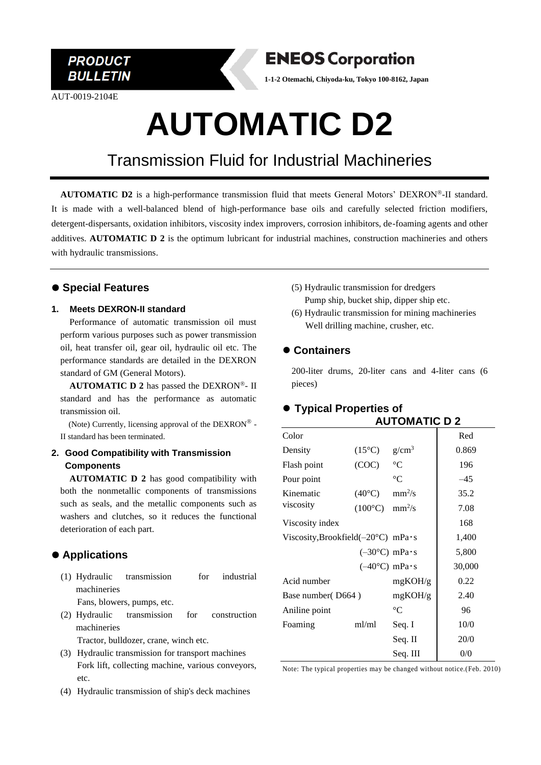PRODUCT BULLETIN

**ENEOS Corporation**

1-1-2 Otemachi, Chiyoda-ku, Tokyo 100-8162, Japan

AUT-0019-2104E

# AUTOMATIC D2

## Transmission Fluid for Industrial Machineries

**AUTOMATIC D2** is a high-performance transmission fluid that meets General Motors' DEXRON®-II standard. It is made with a well-balanced blend of high-performance base oils and carefully selected friction modifiers, detergent-dispersants, oxidation inhibitors, viscosity index improvers, corrosion inhibitors, de-foaming agents and other additives. **AUTOMATIC D 2** is the optimum lubricant for industrial machines, construction machineries and others with hydraulic transmissions.

## ● Special Features

### 1. Meets DEXRON-II standard

Performance of automatic transmission oil must perform various purposes such as power transmission oil, heat transfer oil, gear oil, hydraulic oil etc. The performance standards are detailed in the DEXRON standard of GM (General Motors).

**AUTOMATIC D 2** has passed the DEXRON®- II standard and has the performance as automatic transmission oil.

(Note) Currently, licensing approval of the DEXRON® - II standard has been terminated.

### 2. Good Compatibility with Transmission Components

**AUTOMATIC D 2** has good compatibility with both the nonmetallic components of transmissions such as seals, and the metallic components such as washers and clutches, so it reduces the functional deterioration of each part.

## ● Applications

(1) Hydraulic transmission for industrial machineries
 Fans, blowers, pumps, etc.

(2) Hydraulic transmission for construction machineries
 Tractor, bulldozer, crane, winch etc.

(3) Hydraulic transmission for transport machines
 Fork lift, collecting machine, various conveyors, etc.

(4) Hydraulic transmission of ship's deck machines

(5) Hydraulic transmission for dredgers
 Pump ship, bucket ship, dipper ship etc.

(6) Hydraulic transmission for mining machineries
 Well drilling machine, crusher, etc.

## ● Containers

200-liter drums, 20-liter cans and 4-liter cans (6 pieces)

## ● Typical Properties of AUTOMATIC D 2

| | | | AUTOMATIC D 2 |
|---|---|---|---|
| Color | | | Red |
| Density | (15°C) | $g/cm^3$ | 0.869 |
| Flash point | (COC) | °C | 196 |
| Pour point | | °C | –45 |
| Kinematic viscosity | (40°C) | $mm^2/s$ | 35.2 |
| | (100°C) | $mm^2/s$ | 7.08 |
| Viscosity index | | | 168 |
| Viscosity,Brookfield | (–20°C) | mPa・s | 1,400 |
| | (–30°C) | mPa・s | 5,800 |
| | (–40°C) | mPa・s | 30,000 |
| Acid number | | mgKOH/g | 0.22 |
| Base number( D664 ) | | mgKOH/g | 2.40 |
| Aniline point | | °C | 96 |
| Foaming | ml/ml | Seq. I | 10/0 |
| | | Seq. II | 20/0 |
| | | Seq. III | 0/0 |

Note: The typical properties may be changed without notice.(Feb. 2010)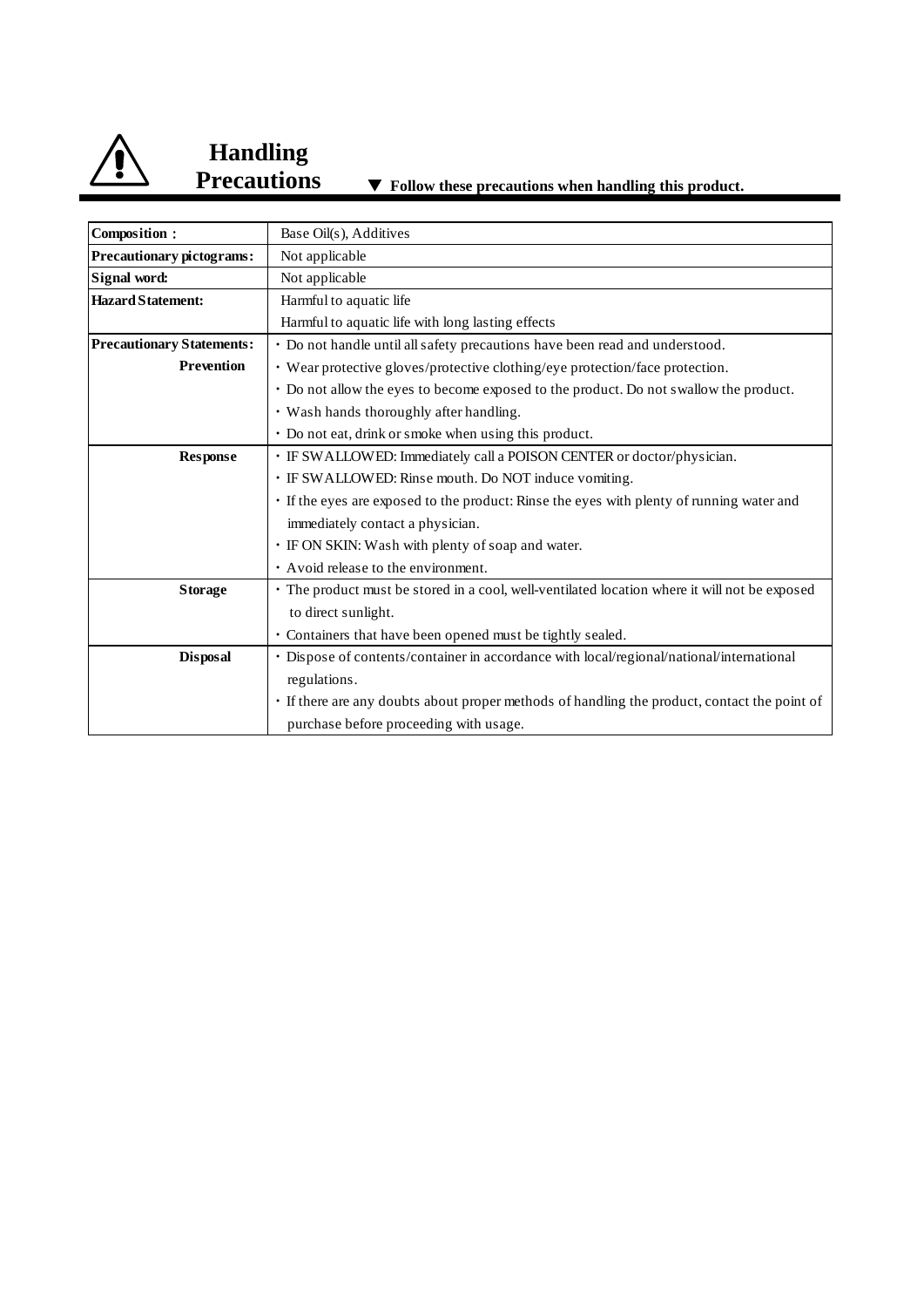# Handling Precautions

▼ **Follow these precautions when handling this product.**

| | |
|---|---|
| **Composition：** | Base Oil(s), Additives |
| **Precautionary pictograms:** | Not applicable |
| **Signal word:** | Not applicable |
| **Hazard Statement:** | Harmful to aquatic life<br>Harmful to aquatic life with long lasting effects |
| **Precautionary Statements:**<br>**Prevention** | ・Do not handle until all safety precautions have been read and understood.<br>・Wear protective gloves/protective clothing/eye protection/face protection.<br>・Do not allow the eyes to become exposed to the product. Do not swallow the product.<br>・Wash hands thoroughly after handling.<br>・Do not eat, drink or smoke when using this product. |
| **Response** | ・IF SWALLOWED: Immediately call a POISON CENTER or doctor/physician.<br>・IF SWALLOWED: Rinse mouth. Do NOT induce vomiting.<br>・If the eyes are exposed to the product: Rinse the eyes with plenty of running water and immediately contact a physician.<br>・IF ON SKIN: Wash with plenty of soap and water.<br>・Avoid release to the environment. |
| **Storage** | ・The product must be stored in a cool, well-ventilated location where it will not be exposed to direct sunlight.<br>・Containers that have been opened must be tightly sealed. |
| **Disposal** | ・Dispose of contents/container in accordance with local/regional/national/international regulations.<br>・If there are any doubts about proper methods of handling the product, contact the point of purchase before proceeding with usage. |